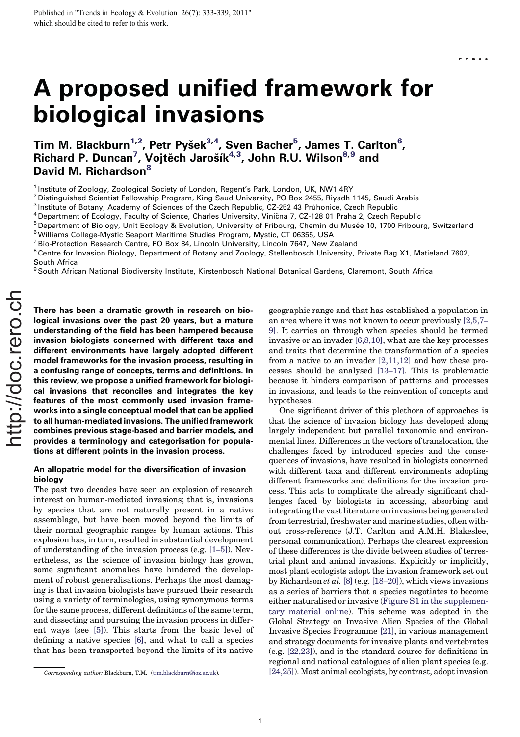Published in "Trends in Ecology & Evolution 26(7): 333-339, 2011" which should be cited to refer to this work.

# A proposed unified framework for biological invasions

**Tim M. Blackburn[1,2], Petr Pyšek[3,4], Sven Bacher[5], James T. Carlton[6], Richard P. Duncan[7], Vojtěch Jarošík[4,3], John R.U. Wilson[8,9] and David M. Richardson[8]**

[1] Institute of Zoology, Zoological Society of London, Regent's Park, London, UK, NW1 4RY
[2] Distinguished Scientist Fellowship Program, King Saud University, PO Box 2455, Riyadh 1145, Saudi Arabia
[3] Institute of Botany, Academy of Sciences of the Czech Republic, CZ-252 43 Průhonice, Czech Republic
[4] Department of Ecology, Faculty of Science, Charles University, Viničná 7, CZ-128 01 Praha 2, Czech Republic
[5] Department of Biology, Unit Ecology & Evolution, University of Fribourg, Chemin du Musée 10, 1700 Fribourg, Switzerland
[6] Williams College-Mystic Seaport Maritime Studies Program, Mystic, CT 06355, USA
[7] Bio-Protection Research Centre, PO Box 84, Lincoln University, Lincoln 7647, New Zealand
[8] Centre for Invasion Biology, Department of Botany and Zoology, Stellenbosch University, Private Bag X1, Matieland 7602, South Africa
[9] South African National Biodiversity Institute, Kirstenbosch National Botanical Gardens, Claremont, South Africa

**There has been a dramatic growth in research on biological invasions over the past 20 years, but a mature understanding of the field has been hampered because invasion biologists concerned with different taxa and different environments have largely adopted different model frameworks for the invasion process, resulting in a confusing range of concepts, terms and definitions. In this review, we propose a unified framework for biological invasions that reconciles and integrates the key features of the most commonly used invasion frameworks into a single conceptual model that can be applied to all human-mediated invasions. The unified framework combines previous stage-based and barrier models, and provides a terminology and categorisation for populations at different points in the invasion process.**

## An allopatric model for the diversification of invasion biology

The past two decades have seen an explosion of research interest on human-mediated invasions; that is, invasions by species that are not naturally present in a native assemblage, but have been moved beyond the limits of their normal geographic ranges by human actions. This explosion has, in turn, resulted in substantial development of understanding of the invasion process (e.g. [1–5]). Nevertheless, as the science of invasion biology has grown, some significant anomalies have hindered the development of robust generalisations. Perhaps the most damaging is that invasion biologists have pursued their research using a variety of terminologies, using synonymous terms for the same process, different definitions of the same term, and dissecting and pursuing the invasion process in different ways (see [5]). This starts from the basic level of defining a native species [6], and what to call a species that has been transported beyond the limits of its native geographic range and that has established a population in an area where it was not known to occur previously [2,5,7–9]. It carries on through when species should be termed invasive or an invader [6,8,10], what are the key processes and traits that determine the transformation of a species from a native to an invader [2,11,12] and how these processes should be analysed [13–17]. This is problematic because it hinders comparison of patterns and processes in invasions, and leads to the reinvention of concepts and hypotheses.

One significant driver of this plethora of approaches is that the science of invasion biology has developed along largely independent but parallel taxonomic and environmental lines. Differences in the vectors of translocation, the challenges faced by introduced species and the consequences of invasions, have resulted in biologists concerned with different taxa and different environments adopting different frameworks and definitions for the invasion process. This acts to complicate the already significant challenges faced by biologists in accessing, absorbing and integrating the vast literature on invasions being generated from terrestrial, freshwater and marine studies, often without cross-reference (J.T. Carlton and A.M.H. Blakeslee, personal communication). Perhaps the clearest expression of these differences is the divide between studies of terrestrial plant and animal invasions. Explicitly or implicitly, most plant ecologists adopt the invasion framework set out by Richardson *et al.* [8] (e.g. [18–20]), which views invasions as a series of barriers that a species negotiates to become either naturalised or invasive (Figure S1 in the supplementary material online). This scheme was adopted in the Global Strategy on Invasive Alien Species of the Global Invasive Species Programme [21], in various management and strategy documents for invasive plants and vertebrates (e.g. [22,23]), and is the standard source for definitions in regional and national catalogues of alien plant species (e.g. [24,25]). Most animal ecologists, by contrast, adopt invasion

*Corresponding author:* Blackburn, T.M. (tim.blackburn@ioz.ac.uk).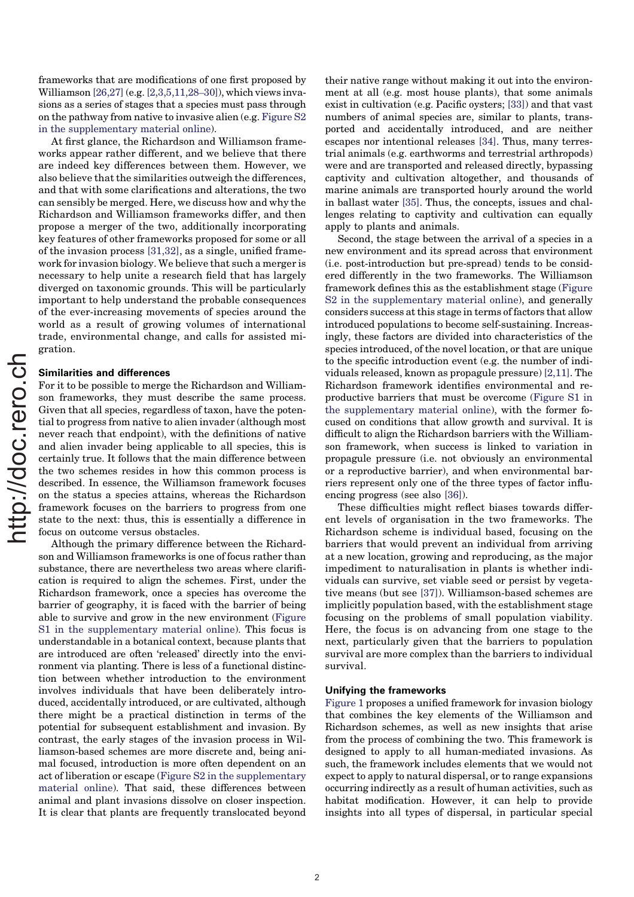frameworks that are modifications of one first proposed by Williamson [26,27] (e.g. [2,3,5,11,28–30]), which views invasions as a series of stages that a species must pass through on the pathway from native to invasive alien (e.g. Figure S2 in the supplementary material online).

At first glance, the Richardson and Williamson frameworks appear rather different, and we believe that there are indeed key differences between them. However, we also believe that the similarities outweigh the differences, and that with some clarifications and alterations, the two can sensibly be merged. Here, we discuss how and why the Richardson and Williamson frameworks differ, and then propose a merger of the two, additionally incorporating key features of other frameworks proposed for some or all of the invasion process [31,32], as a single, unified framework for invasion biology. We believe that such a merger is necessary to help unite a research field that has largely diverged on taxonomic grounds. This will be particularly important to help understand the probable consequences of the ever-increasing movements of species around the world as a result of growing volumes of international trade, environmental change, and calls for assisted migration.

## Similarities and differences

For it to be possible to merge the Richardson and Williamson frameworks, they must describe the same process. Given that all species, regardless of taxon, have the potential to progress from native to alien invader (although most never reach that endpoint), with the definitions of native and alien invader being applicable to all species, this is certainly true. It follows that the main difference between the two schemes resides in how this common process is described. In essence, the Williamson framework focuses on the status a species attains, whereas the Richardson framework focuses on the barriers to progress from one state to the next: thus, this is essentially a difference in focus on outcome versus obstacles.

Although the primary difference between the Richardson and Williamson frameworks is one of focus rather than substance, there are nevertheless two areas where clarification is required to align the schemes. First, under the Richardson framework, once a species has overcome the barrier of geography, it is faced with the barrier of being able to survive and grow in the new environment (Figure S1 in the supplementary material online). This focus is understandable in a botanical context, because plants that are introduced are often 'released' directly into the environment via planting. There is less of a functional distinction between whether introduction to the environment involves individuals that have been deliberately introduced, accidentally introduced, or are cultivated, although there might be a practical distinction in terms of the potential for subsequent establishment and invasion. By contrast, the early stages of the invasion process in Williamson-based schemes are more discrete and, being animal focused, introduction is more often dependent on an act of liberation or escape (Figure S2 in the supplementary material online). That said, these differences between animal and plant invasions dissolve on closer inspection. It is clear that plants are frequently translocated beyond their native range without making it out into the environment at all (e.g. most house plants), that some animals exist in cultivation (e.g. Pacific oysters; [33]) and that vast numbers of animal species are, similar to plants, transported and accidentally introduced, and are neither escapes nor intentional releases [34]. Thus, many terrestrial animals (e.g. earthworms and terrestrial arthropods) were and are transported and released directly, bypassing captivity and cultivation altogether, and thousands of marine animals are transported hourly around the world in ballast water [35]. Thus, the concepts, issues and challenges relating to captivity and cultivation can equally apply to plants and animals.

Second, the stage between the arrival of a species in a new environment and its spread across that environment (i.e. post-introduction but pre-spread) tends to be considered differently in the two frameworks. The Williamson framework defines this as the establishment stage (Figure S2 in the supplementary material online), and generally considers success at this stage in terms of factors that allow introduced populations to become self-sustaining. Increasingly, these factors are divided into characteristics of the species introduced, of the novel location, or that are unique to the specific introduction event (e.g. the number of individuals released, known as propagule pressure) [2,11]. The Richardson framework identifies environmental and reproductive barriers that must be overcome (Figure S1 in the supplementary material online), with the former focused on conditions that allow growth and survival. It is difficult to align the Richardson barriers with the Williamson framework, when success is linked to variation in propagule pressure (i.e. not obviously an environmental or a reproductive barrier), and when environmental barriers represent only one of the three types of factor influencing progress (see also [36]).

These difficulties might reflect biases towards different levels of organisation in the two frameworks. The Richardson scheme is individual based, focusing on the barriers that would prevent an individual from arriving at a new location, growing and reproducing, as the major impediment to naturalisation in plants is whether individuals can survive, set viable seed or persist by vegetative means (but see [37]). Williamson-based schemes are implicitly population based, with the establishment stage focusing on the problems of small population viability. Here, the focus is on advancing from one stage to the next, particularly given that the barriers to population survival are more complex than the barriers to individual survival.

## Unifying the frameworks

Figure 1 proposes a unified framework for invasion biology that combines the key elements of the Williamson and Richardson schemes, as well as new insights that arise from the process of combining the two. This framework is designed to apply to all human-mediated invasions. As such, the framework includes elements that we would not expect to apply to natural dispersal, or to range expansions occurring indirectly as a result of human activities, such as habitat modification. However, it can help to provide insights into all types of dispersal, in particular special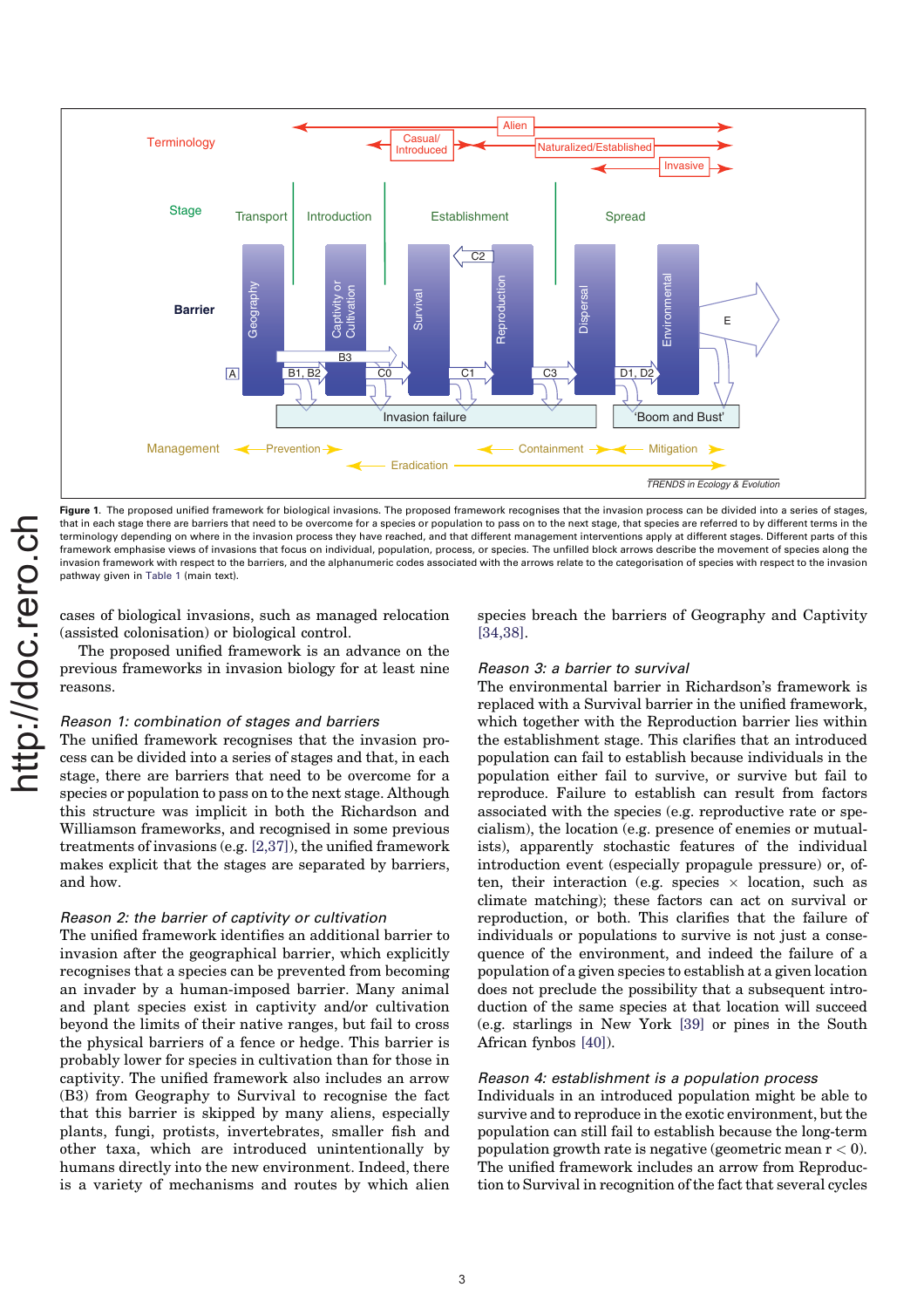**Figure 1.** The proposed unified framework for biological invasions. The proposed framework recognises that the invasion process can be divided into a series of stages, that in each stage there are barriers that need to be overcome for a species or population to pass on to the next stage, that species are referred to by different terms in the terminology depending on where in the invasion process they have reached, and that different management interventions apply at different stages. Different parts of this framework emphasise views of invasions that focus on individual, population, process, or species. The unfilled block arrows describe the movement of species along the invasion framework with respect to the barriers, and the alphanumeric codes associated with the arrows relate to the categorisation of species with respect to the invasion pathway given in Table 1 (main text).

cases of biological invasions, such as managed relocation (assisted colonisation) or biological control.

The proposed unified framework is an advance on the previous frameworks in invasion biology for at least nine reasons.

### *Reason 1: combination of stages and barriers*

The unified framework recognises that the invasion process can be divided into a series of stages and that, in each stage, there are barriers that need to be overcome for a species or population to pass on to the next stage. Although this structure was implicit in both the Richardson and Williamson frameworks, and recognised in some previous treatments of invasions (e.g. [2,37]), the unified framework makes explicit that the stages are separated by barriers, and how.

### *Reason 2: the barrier of captivity or cultivation*

The unified framework identifies an additional barrier to invasion after the geographical barrier, which explicitly recognises that a species can be prevented from becoming an invader by a human-imposed barrier. Many animal and plant species exist in captivity and/or cultivation beyond the limits of their native ranges, but fail to cross the physical barriers of a fence or hedge. This barrier is probably lower for species in cultivation than for those in captivity. The unified framework also includes an arrow (B3) from Geography to Survival to recognise the fact that this barrier is skipped by many aliens, especially plants, fungi, protists, invertebrates, smaller fish and other taxa, which are introduced unintentionally by humans directly into the new environment. Indeed, there is a variety of mechanisms and routes by which alien species breach the barriers of Geography and Captivity [34,38].

### *Reason 3: a barrier to survival*

The environmental barrier in Richardson's framework is replaced with a Survival barrier in the unified framework, which together with the Reproduction barrier lies within the establishment stage. This clarifies that an introduced population can fail to establish because individuals in the population either fail to survive, or survive but fail to reproduce. Failure to establish can result from factors associated with the species (e.g. reproductive rate or specialism), the location (e.g. presence of enemies or mutualists), apparently stochastic features of the individual introduction event (especially propagule pressure) or, often, their interaction (e.g. species $\times$ location, such as climate matching); these factors can act on survival or reproduction, or both. This clarifies that the failure of individuals or populations to survive is not just a consequence of the environment, and indeed the failure of a population of a given species to establish at a given location does not preclude the possibility that a subsequent introduction of the same species at that location will succeed (e.g. starlings in New York [39] or pines in the South African fynbos [40]).

### *Reason 4: establishment is a population process*

Individuals in an introduced population might be able to survive and to reproduce in the exotic environment, but the population can still fail to establish because the long-term population growth rate is negative (geometric mean $r < 0$). The unified framework includes an arrow from Reproduction to Survival in recognition of the fact that several cycles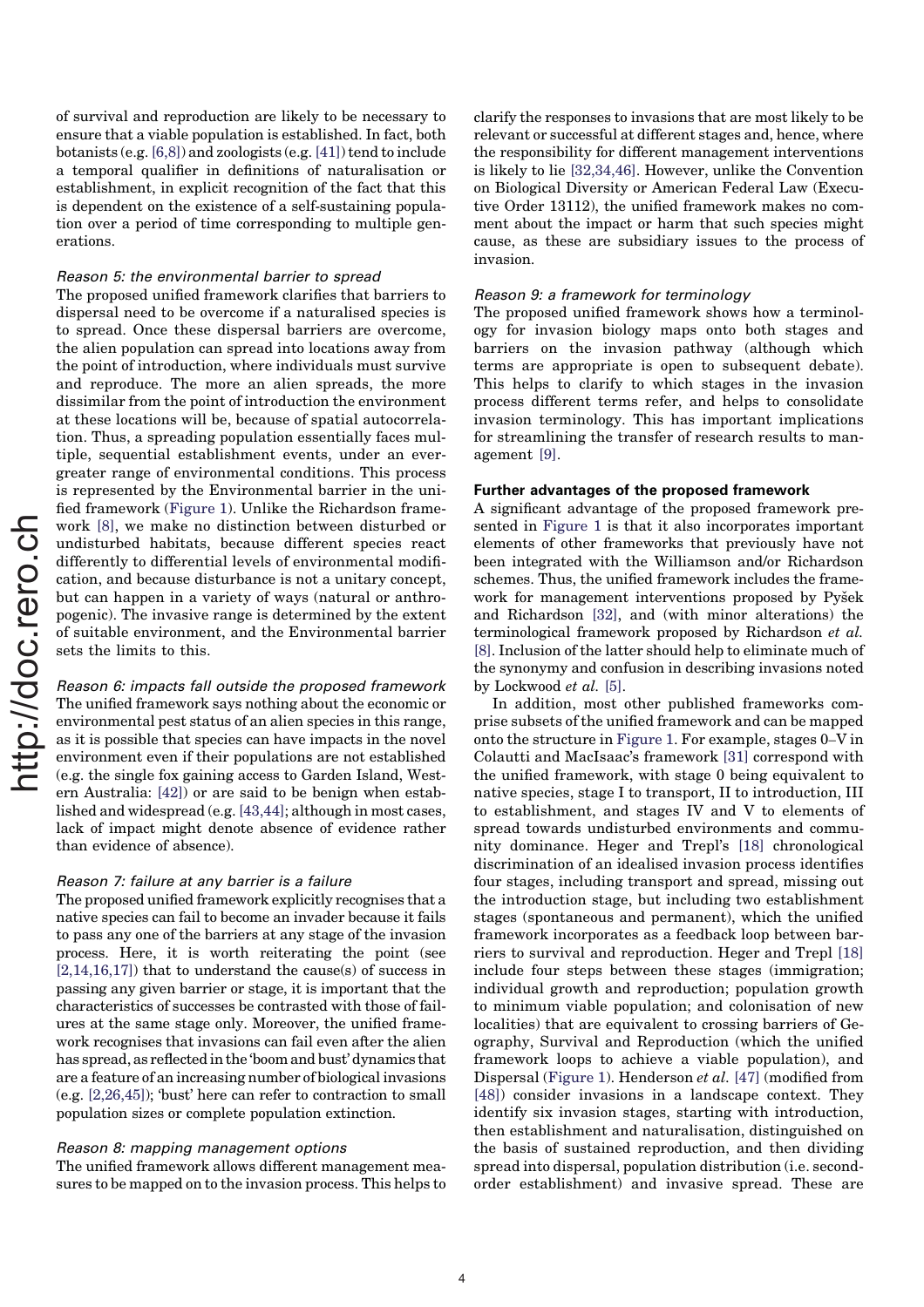of survival and reproduction are likely to be necessary to ensure that a viable population is established. In fact, both botanists (e.g. [6,8]) and zoologists (e.g. [41]) tend to include a temporal qualifier in definitions of naturalisation or establishment, in explicit recognition of the fact that this is dependent on the existence of a self-sustaining population over a period of time corresponding to multiple generations.

*Reason 5: the environmental barrier to spread*

The proposed unified framework clarifies that barriers to dispersal need to be overcome if a naturalised species is to spread. Once these dispersal barriers are overcome, the alien population can spread into locations away from the point of introduction, where individuals must survive and reproduce. The more an alien spreads, the more dissimilar from the point of introduction the environment at these locations will be, because of spatial autocorrelation. Thus, a spreading population essentially faces multiple, sequential establishment events, under an ever-greater range of environmental conditions. This process is represented by the Environmental barrier in the unified framework (Figure 1). Unlike the Richardson framework [8], we make no distinction between disturbed or undisturbed habitats, because different species react differently to differential levels of environmental modification, and because disturbance is not a unitary concept, but can happen in a variety of ways (natural or anthropogenic). The invasive range is determined by the extent of suitable environment, and the Environmental barrier sets the limits to this.

*Reason 6: impacts fall outside the proposed framework*

The unified framework says nothing about the economic or environmental pest status of an alien species in this range, as it is possible that species can have impacts in the novel environment even if their populations are not established (e.g. the single fox gaining access to Garden Island, Western Australia: [42]) or are said to be benign when established and widespread (e.g. [43,44]; although in most cases, lack of impact might denote absence of evidence rather than evidence of absence).

*Reason 7: failure at any barrier is a failure*

The proposed unified framework explicitly recognises that a native species can fail to become an invader because it fails to pass any one of the barriers at any stage of the invasion process. Here, it is worth reiterating the point (see [2,14,16,17]) that to understand the cause(s) of success in passing any given barrier or stage, it is important that the characteristics of successes be contrasted with those of failures at the same stage only. Moreover, the unified framework recognises that invasions can fail even after the alien has spread, as reflected in the 'boom and bust' dynamics that are a feature of an increasing number of biological invasions (e.g. [2,26,45]); 'bust' here can refer to contraction to small population sizes or complete population extinction.

*Reason 8: mapping management options*

The unified framework allows different management measures to be mapped on to the invasion process. This helps to clarify the responses to invasions that are most likely to be relevant or successful at different stages and, hence, where the responsibility for different management interventions is likely to lie [32,34,46]. However, unlike the Convention on Biological Diversity or American Federal Law (Executive Order 13112), the unified framework makes no comment about the impact or harm that such species might cause, as these are subsidiary issues to the process of invasion.

*Reason 9: a framework for terminology*

The proposed unified framework shows how a terminology for invasion biology maps onto both stages and barriers on the invasion pathway (although which terms are appropriate is open to subsequent debate). This helps to clarify to which stages in the invasion process different terms refer, and helps to consolidate invasion terminology. This has important implications for streamlining the transfer of research results to management [9].

**Further advantages of the proposed framework**

A significant advantage of the proposed framework presented in Figure 1 is that it also incorporates important elements of other frameworks that previously have not been integrated with the Williamson and/or Richardson schemes. Thus, the unified framework includes the framework for management interventions proposed by Pyšek and Richardson [32], and (with minor alterations) the terminological framework proposed by Richardson *et al.* [8]. Inclusion of the latter should help to eliminate much of the synonymy and confusion in describing invasions noted by Lockwood *et al.* [5].

In addition, most other published frameworks comprise subsets of the unified framework and can be mapped onto the structure in Figure 1. For example, stages 0–V in Colautti and MacIsaac's framework [31] correspond with the unified framework, with stage 0 being equivalent to native species, stage I to transport, II to introduction, III to establishment, and stages IV and V to elements of spread towards undisturbed environments and community dominance. Heger and Trepl's [18] chronological discrimination of an idealised invasion process identifies four stages, including transport and spread, missing out the introduction stage, but including two establishment stages (spontaneous and permanent), which the unified framework incorporates as a feedback loop between barriers to survival and reproduction. Heger and Trepl [18] include four steps between these stages (immigration; individual growth and reproduction; population growth to minimum viable population; and colonisation of new localities) that are equivalent to crossing barriers of Geography, Survival and Reproduction (which the unified framework loops to achieve a viable population), and Dispersal (Figure 1). Henderson *et al.* [47] (modified from [48]) consider invasions in a landscape context. They identify six invasion stages, starting with introduction, then establishment and naturalisation, distinguished on the basis of sustained reproduction, and then dividing spread into dispersal, population distribution (i.e. second-order establishment) and invasive spread. These are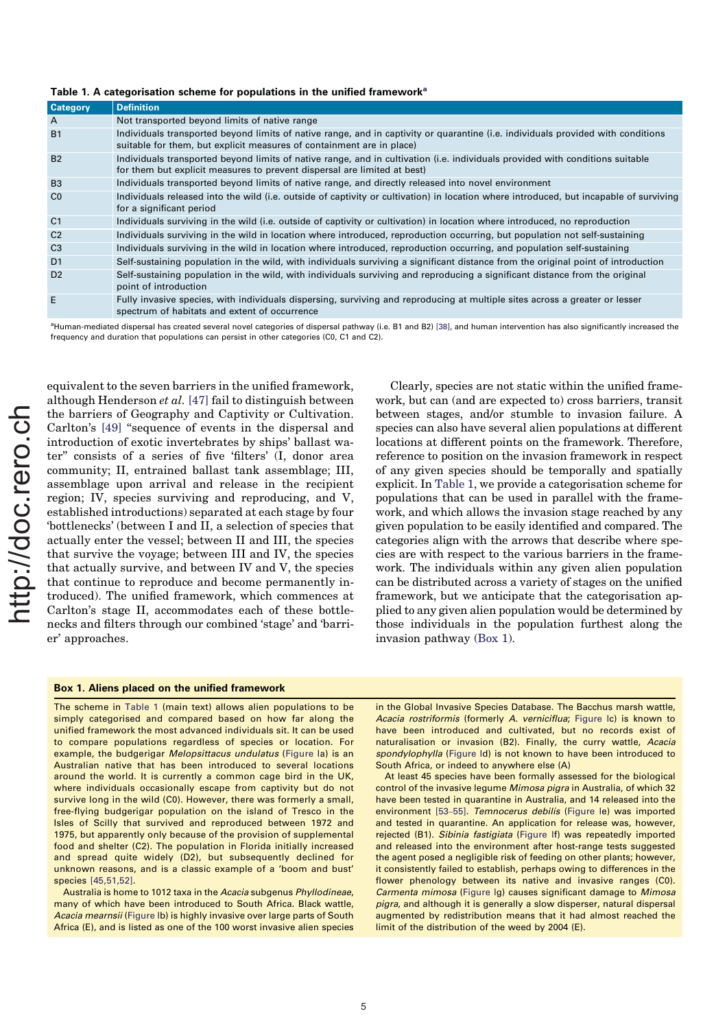**Table 1. A categorisation scheme for populations in the unified framework[a]**

| Category | Definition |
|---|---|
| A | Not transported beyond limits of native range |
| B1 | Individuals transported beyond limits of native range, and in captivity or quarantine (i.e. individuals provided with conditions suitable for them, but explicit measures of containment are in place) |
| B2 | Individuals transported beyond limits of native range, and in cultivation (i.e. individuals provided with conditions suitable for them but explicit measures to prevent dispersal are limited at best) |
| B3 | Individuals transported beyond limits of native range, and directly released into novel environment |
| C0 | Individuals released into the wild (i.e. outside of captivity or cultivation) in location where introduced, but incapable of surviving for a significant period |
| C1 | Individuals surviving in the wild (i.e. outside of captivity or cultivation) in location where introduced, no reproduction |
| C2 | Individuals surviving in the wild in location where introduced, reproduction occurring, but population not self-sustaining |
| C3 | Individuals surviving in the wild in location where introduced, reproduction occurring, and population self-sustaining |
| D1 | Self-sustaining population in the wild, with individuals surviving a significant distance from the original point of introduction |
| D2 | Self-sustaining population in the wild, with individuals surviving and reproducing a significant distance from the original point of introduction |
| E | Fully invasive species, with individuals dispersing, surviving and reproducing at multiple sites across a greater or lesser spectrum of habitats and extent of occurrence |

[a]Human-mediated dispersal has created several novel categories of dispersal pathway (i.e. B1 and B2) [38], and human intervention has also significantly increased the frequency and duration that populations can persist in other categories (C0, C1 and C2).

equivalent to the seven barriers in the unified framework, although Henderson *et al.* [47] fail to distinguish between the barriers of Geography and Captivity or Cultivation. Carlton's [49] "sequence of events in the dispersal and introduction of exotic invertebrates by ships' ballast water" consists of a series of five 'filters' (I, donor area community; II, entrained ballast tank assemblage; III, assemblage upon arrival and release in the recipient region; IV, species surviving and reproducing, and V, established introductions) separated at each stage by four 'bottlenecks' (between I and II, a selection of species that actually enter the vessel; between II and III, the species that survive the voyage; between III and IV, the species that actually survive, and between IV and V, the species that continue to reproduce and become permanently introduced). The unified framework, which commences at Carlton's stage II, accommodates each of these bottlenecks and filters through our combined 'stage' and 'barrier' approaches.

Clearly, species are not static within the unified framework, but can (and are expected to) cross barriers, transit between stages, and/or stumble to invasion failure. A species can also have several alien populations at different locations at different points on the framework. Therefore, reference to position on the invasion framework in respect of any given species should be temporally and spatially explicit. In Table 1, we provide a categorisation scheme for populations that can be used in parallel with the framework, and which allows the invasion stage reached by any given population to be easily identified and compared. The categories align with the arrows that describe where species are with respect to the various barriers in the framework. The individuals within any given alien population can be distributed across a variety of stages on the unified framework, but we anticipate that the categorisation applied to any given alien population would be determined by those individuals in the population furthest along the invasion pathway (Box 1).

**Box 1. Aliens placed on the unified framework**

The scheme in Table 1 (main text) allows alien populations to be simply categorised and compared based on how far along the unified framework the most advanced individuals sit. It can be used to compare populations regardless of species or location. For example, the budgerigar *Melopsittacus undulatus* (Figure Ia) is an Australian native that has been introduced to several locations around the world. It is currently a common cage bird in the UK, where individuals occasionally escape from captivity but do not survive long in the wild (C0). However, there was formerly a small, free-flying budgerigar population on the island of Tresco in the Isles of Scilly that survived and reproduced between 1972 and 1975, but apparently only because of the provision of supplemental food and shelter (C2). The population in Florida initially increased and spread quite widely (D2), but subsequently declined for unknown reasons, and is a classic example of a 'boom and bust' species [45,51,52].

Australia is home to 1012 taxa in the *Acacia* subgenus *Phyllodineae*, many of which have been introduced to South Africa. Black wattle, *Acacia mearnsii* (Figure Ib) is highly invasive over large parts of South Africa (E), and is listed as one of the 100 worst invasive alien species in the Global Invasive Species Database. The Bacchus marsh wattle, *Acacia rostriformis* (formerly *A. vernicifiua*; Figure Ic) is known to have been introduced and cultivated, but no records exist of naturalisation or invasion (B2). Finally, the curry wattle, *Acacia spondylophylla* (Figure Id) is not known to have been introduced to South Africa, or indeed to anywhere else (A)

At least 45 species have been formally assessed for the biological control of the invasive legume *Mimosa pigra* in Australia, of which 32 have been tested in quarantine in Australia, and 14 released into the environment [53–55]. *Temnocerus debilis* (Figure Ie) was imported and tested in quarantine. An application for release was, however, rejected (B1). *Sibinia fastigiata* (Figure If) was repeatedly imported and released into the environment after host-range tests suggested the agent posed a negligible risk of feeding on other plants; however, it consistently failed to establish, perhaps owing to differences in the flower phenology between its native and invasive ranges (C0). *Carmenta mimosa* (Figure Ig) causes significant damage to *Mimosa pigra*, and although it is generally a slow disperser, natural dispersal augmented by redistribution means that it had almost reached the limit of the distribution of the weed by 2004 (E).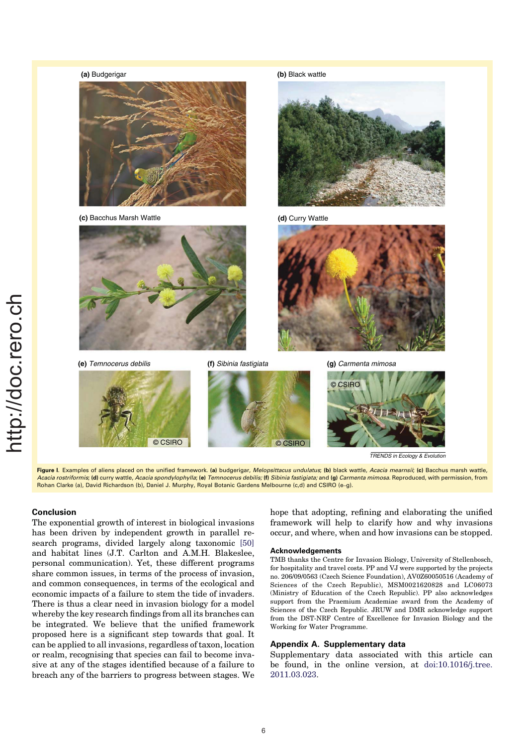(a) Budgerigar

(b) Black wattle

(c) Bacchus Marsh Wattle

(d) Curry Wattle

(e) *Temnocerus debilis*

(f) *Sibinia fastigiata*

(g) *Carmenta mimosa*

**Figure I**. Examples of aliens placed on the unified framework. **(a)** budgerigar, *Melopsittacus undulatus*; **(b)** black wattle, *Acacia mearnsii*; **(c)** Bacchus marsh wattle, *Acacia rostriformis*; **(d)** curry wattle, *Acacia spondylophylla*; **(e)** *Temnocerus debilis*; **(f)** *Sibinia fastigiata;* and **(g)** *Carmenta mimosa*. Reproduced, with permission, from Rohan Clarke (a), David Richardson (b), Daniel J. Murphy, Royal Botanic Gardens Melbourne (c,d) and CSIRO (e–g).

## Conclusion

The exponential growth of interest in biological invasions has been driven by independent growth in parallel research programs, divided largely along taxonomic [50] and habitat lines (J.T. Carlton and A.M.H. Blakeslee, personal communication). Yet, these different programs share common issues, in terms of the process of invasion, and common consequences, in terms of the ecological and economic impacts of a failure to stem the tide of invaders. There is thus a clear need in invasion biology for a model whereby the key research findings from all its branches can be integrated. We believe that the unified framework proposed here is a significant step towards that goal. It can be applied to all invasions, regardless of taxon, location or realm, recognising that species can fail to become invasive at any of the stages identified because of a failure to breach any of the barriers to progress between stages. We hope that adopting, refining and elaborating the unified framework will help to clarify how and why invasions occur, and where, when and how invasions can be stopped.

### Acknowledgements

TMB thanks the Centre for Invasion Biology, University of Stellenbosch, for hospitality and travel costs. PP and VJ were supported by the projects no. 206/09/0563 (Czech Science Foundation), AV0Z60050516 (Academy of Sciences of the Czech Republic), MSM0021620828 and LC06073 (Ministry of Education of the Czech Republic). PP also acknowledges support from the Praemium Academiae award from the Academy of Sciences of the Czech Republic. JRUW and DMR acknowledge support from the DST-NRF Centre of Excellence for Invasion Biology and the Working for Water Programme.

## Appendix A. Supplementary data

Supplementary data associated with this article can be found, in the online version, at doi:10.1016/j.tree.2011.03.023.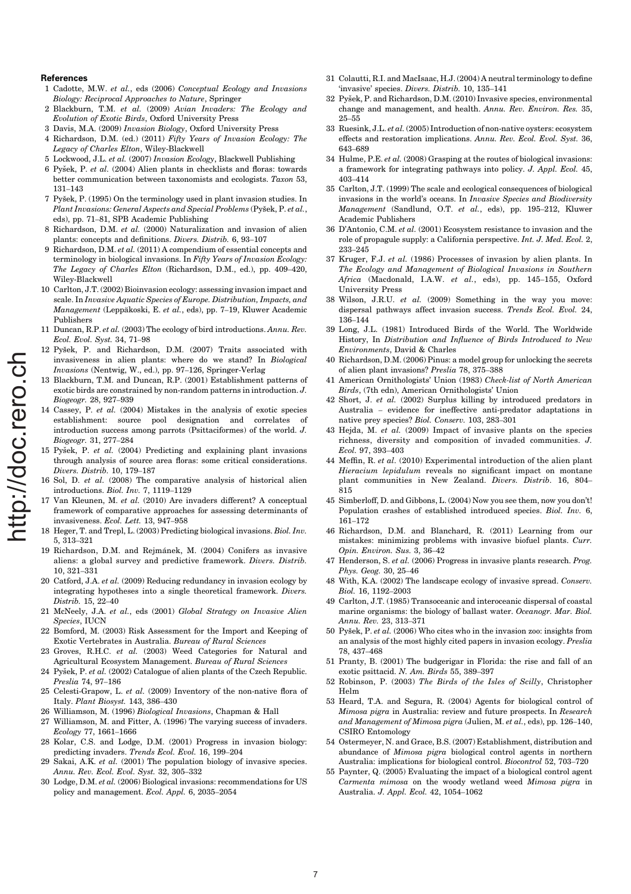### References

1 Cadotte, M.W. *et al.*, eds (2006) *Conceptual Ecology and Invasions Biology: Reciprocal Approaches to Nature*, Springer

2 Blackburn, T.M. *et al.* (2009) *Avian Invaders: The Ecology and Evolution of Exotic Birds*, Oxford University Press

3 Davis, M.A. (2009) *Invasion Biology*, Oxford University Press

4 Richardson, D.M. (ed.) (2011) *Fifty Years of Invasion Ecology: The Legacy of Charles Elton*, Wiley-Blackwell

5 Lockwood, J.L. *et al.* (2007) *Invasion Ecology*, Blackwell Publishing

6 Pyšek, P. *et al.* (2004) Alien plants in checklists and floras: towards better communication between taxonomists and ecologists. *Taxon* 53, 131–143

7 Pyšek, P. (1995) On the terminology used in plant invasion studies. In *Plant Invasions: General Aspects and Special Problems* (Pyšek, P. *et al.*, eds), pp. 71–81, SPB Academic Publishing

8 Richardson, D.M. *et al.* (2000) Naturalization and invasion of alien plants: concepts and definitions. *Divers. Distrib.* 6, 93–107

9 Richardson, D.M. *et al.* (2011) A compendium of essential concepts and terminology in biological invasions. In *Fifty Years of Invasion Ecology: The Legacy of Charles Elton* (Richardson, D.M., ed.), pp. 409–420, Wiley-Blackwell

10 Carlton, J.T. (2002) Bioinvasion ecology: assessing invasion impact and scale. In *Invasive Aquatic Species of Europe. Distribution, Impacts, and Management* (Leppäkoski, E. *et al.*, eds), pp. 7–19, Kluwer Academic Publishers

11 Duncan, R.P. *et al.* (2003) The ecology of bird introductions. *Annu. Rev. Ecol. Evol. Syst.* 34, 71–98

12 Pyšek, P. and Richardson, D.M. (2007) Traits associated with invasiveness in alien plants: where do we stand? In *Biological Invasions* (Nentwig, W., ed.), pp. 97–126, Springer-Verlag

13 Blackburn, T.M. and Duncan, R.P. (2001) Establishment patterns of exotic birds are constrained by non-random patterns in introduction. *J. Biogeogr.* 28, 927–939

14 Cassey, P. *et al.* (2004) Mistakes in the analysis of exotic species establishment: source pool designation and correlates of introduction success among parrots (Psittaciformes) of the world. *J. Biogeogr.* 31, 277–284

15 Pyšek, P. *et al.* (2004) Predicting and explaining plant invasions through analysis of source area floras: some critical considerations. *Divers. Distrib.* 10, 179–187

16 Sol, D. *et al.* (2008) The comparative analysis of historical alien introductions. *Biol. Inv.* 7, 1119–1129

17 Van Kleunen, M. *et al.* (2010) Are invaders different? A conceptual framework of comparative approaches for assessing determinants of invasiveness. *Ecol. Lett.* 13, 947–958

18 Heger, T. and Trepl, L. (2003) Predicting biological invasions. *Biol. Inv.* 5, 313–321

19 Richardson, D.M. and Rejmánek, M. (2004) Conifers as invasive aliens: a global survey and predictive framework. *Divers. Distrib.* 10, 321–331

20 Catford, J.A. *et al.* (2009) Reducing redundancy in invasion ecology by integrating hypotheses into a single theoretical framework. *Divers. Distrib.* 15, 22–40

21 McNeely, J.A. *et al.*, eds (2001) *Global Strategy on Invasive Alien Species*, IUCN

22 Bomford, M. (2003) Risk Assessment for the Import and Keeping of Exotic Vertebrates in Australia. *Bureau of Rural Sciences*

23 Groves, R.H.C. *et al.* (2003) Weed Categories for Natural and Agricultural Ecosystem Management. *Bureau of Rural Sciences*

24 Pyšek, P. *et al.* (2002) Catalogue of alien plants of the Czech Republic. *Preslia* 74, 97–186

25 Celesti-Grapow, L. *et al.* (2009) Inventory of the non-native flora of Italy. *Plant Biosyst.* 143, 386–430

26 Williamson, M. (1996) *Biological Invasions*, Chapman & Hall

27 Williamson, M. and Fitter, A. (1996) The varying success of invaders. *Ecology* 77, 1661–1666

28 Kolar, C.S. and Lodge, D.M. (2001) Progress in invasion biology: predicting invaders. *Trends Ecol. Evol.* 16, 199–204

29 Sakai, A.K. *et al.* (2001) The population biology of invasive species. *Annu. Rev. Ecol. Evol. Syst.* 32, 305–332

30 Lodge, D.M. *et al.* (2006) Biological invasions: recommendations for US policy and management. *Ecol. Appl.* 6, 2035–2054

31 Colautti, R.I. and MacIsaac, H.J. (2004) A neutral terminology to define 'invasive' species. *Divers. Distrib.* 10, 135–141

32 Pyšek, P. and Richardson, D.M. (2010) Invasive species, environmental change and management, and health. *Annu. Rev. Environ. Res.* 35, 25–55

33 Ruesink, J.L. *et al.* (2005) Introduction of non-native oysters: ecosystem effects and restoration implications. *Annu. Rev. Ecol. Evol. Syst.* 36, 643–689

34 Hulme, P.E. *et al.* (2008) Grasping at the routes of biological invasions: a framework for integrating pathways into policy. *J. Appl. Ecol.* 45, 403–414

35 Carlton, J.T. (1999) The scale and ecological consequences of biological invasions in the world's oceans. In *Invasive Species and Biodiversity Management* (Sandlund, O.T. *et al.*, eds), pp. 195–212, Kluwer Academic Publishers

36 D'Antonio, C.M. *et al.* (2001) Ecosystem resistance to invasion and the role of propagule supply: a California perspective. *Int. J. Med. Ecol.* 2, 233–245

37 Kruger, F.J. *et al.* (1986) Processes of invasion by alien plants. In *The Ecology and Management of Biological Invasions in Southern Africa* (Macdonald, I.A.W. *et al.*, eds), pp. 145–155, Oxford University Press

38 Wilson, J.R.U. *et al.* (2009) Something in the way you move: dispersal pathways affect invasion success. *Trends Ecol. Evol.* 24, 136–144

39 Long, J.L. (1981) Introduced Birds of the World. The Worldwide History, In *Distribution and Influence of Birds Introduced to New Environments*, David & Charles

40 Richardson, D.M. (2006) Pinus: a model group for unlocking the secrets of alien plant invasions? *Preslia* 78, 375–388

41 American Ornithologists' Union (1983) *Check-list of North American Birds*, (7th edn), American Ornithologists' Union

42 Short, J. *et al.* (2002) Surplus killing by introduced predators in Australia – evidence for ineffective anti-predator adaptations in native prey species? *Biol. Conserv.* 103, 283–301

43 Hejda, M. *et al.* (2009) Impact of invasive plants on the species richness, diversity and composition of invaded communities. *J. Ecol.* 97, 393–403

44 Meffin, R. *et al.* (2010) Experimental introduction of the alien plant *Hieracium lepidulum* reveals no significant impact on montane plant communities in New Zealand. *Divers. Distrib.* 16, 804–815

45 Simberloff, D. and Gibbons, L. (2004) Now you see them, now you don't! Population crashes of established introduced species. *Biol. Inv.* 6, 161–172

46 Richardson, D.M. and Blanchard, R. (2011) Learning from our mistakes: minimizing problems with invasive biofuel plants. *Curr. Opin. Environ. Sus.* 3, 36–42

47 Henderson, S. *et al.* (2006) Progress in invasive plants research. *Prog. Phys. Geog.* 30, 25–46

48 With, K.A. (2002) The landscape ecology of invasive spread. *Conserv. Biol.* 16, 1192–2003

49 Carlton, J.T. (1985) Transoceanic and interoceanic dispersal of coastal marine organisms: the biology of ballast water. *Oceanogr. Mar. Biol. Annu. Rev.* 23, 313–371

50 Pyšek, P. *et al.* (2006) Who cites who in the invasion zoo: insights from an analysis of the most highly cited papers in invasion ecology. *Preslia* 78, 437–468

51 Pranty, B. (2001) The budgerigar in Florida: the rise and fall of an exotic psittacid. *N. Am. Birds* 55, 389–397

52 Robinson, P. (2003) *The Birds of the Isles of Scilly*, Christopher Helm

53 Heard, T.A. and Segura, R. (2004) Agents for biological control of *Mimosa pigra* in Australia: review and future prospects. In *Research and Management of Mimosa pigra* (Julien, M. *et al.*, eds), pp. 126–140, CSIRO Entomology

54 Ostermeyer, N. and Grace, B.S. (2007) Establishment, distribution and abundance of *Mimosa pigra* biological control agents in northern Australia: implications for biological control. *Biocontrol* 52, 703–720

55 Paynter, Q. (2005) Evaluating the impact of a biological control agent *Carmenta mimosa* on the woody wetland weed *Mimosa pigra* in Australia. *J. Appl. Ecol.* 42, 1054–1062